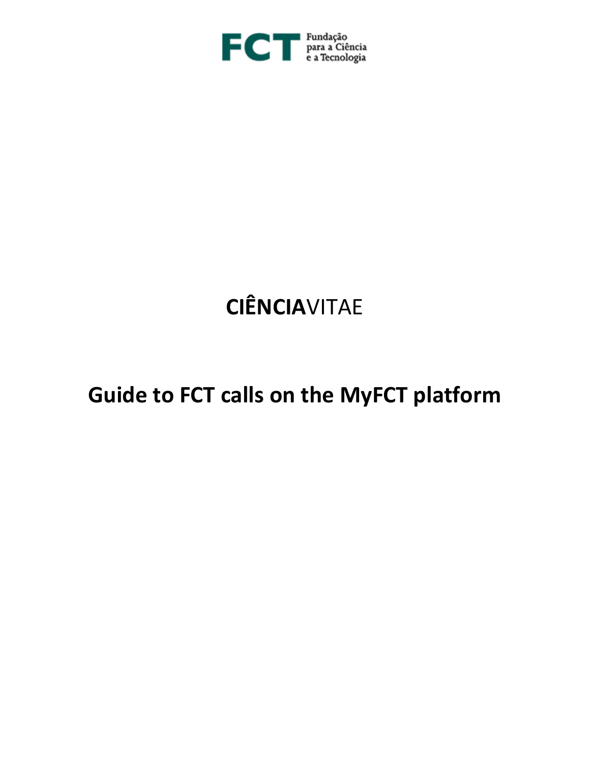FCT Fundação para a Ciência e a Tecnologia

# **CIÊNCIA**VITAE

# Guide to FCT calls on the MyFCT platform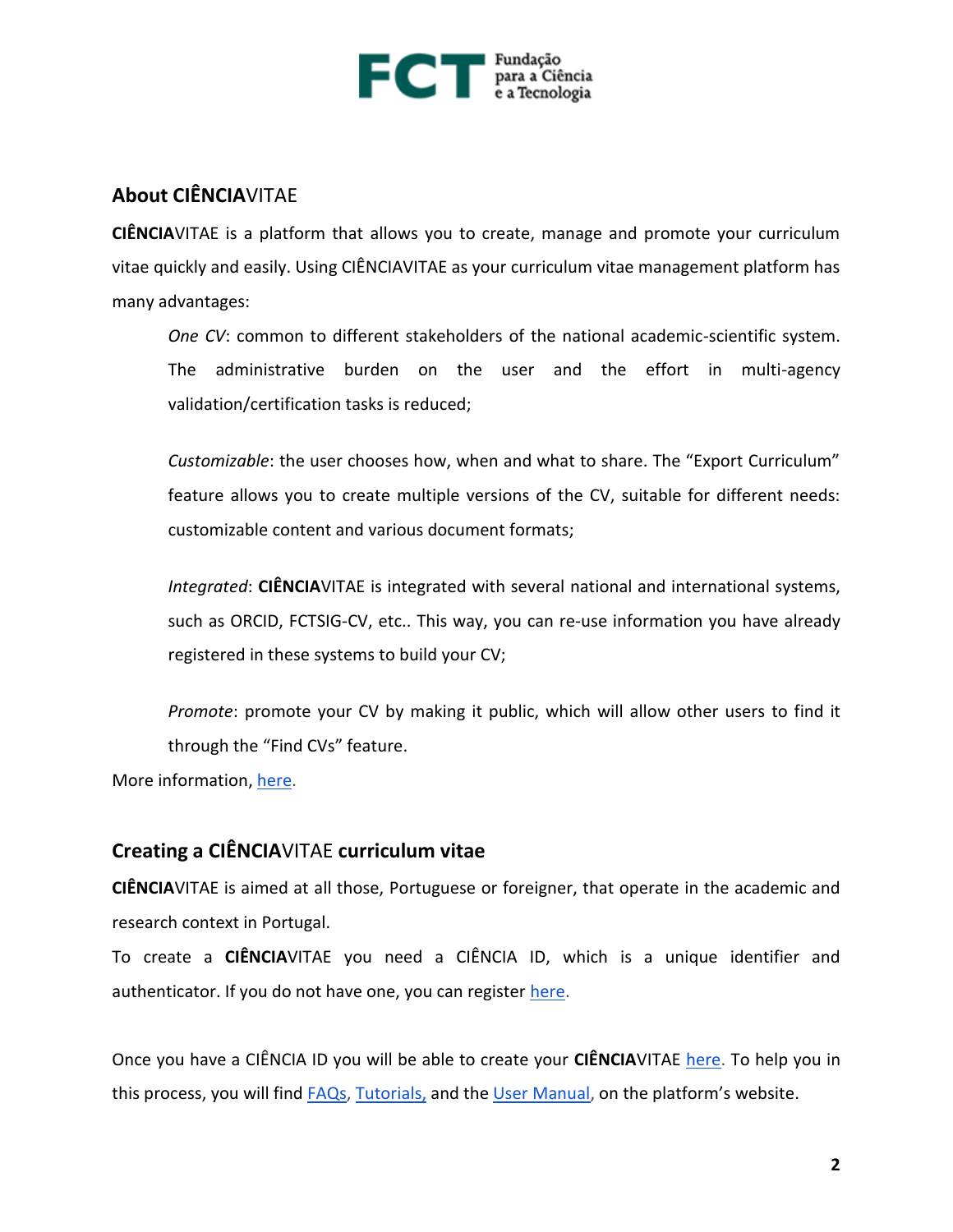## About **CIÊNCIA**VITAE

**CIÊNCIA**VITAE is a platform that allows you to create, manage and promote your curriculum vitae quickly and easily. Using CIÊNCIAVITAE as your curriculum vitae management platform has many advantages:

> *One CV*: common to different stakeholders of the national academic-scientific system. The administrative burden on the user and the effort in multi-agency validation/certification tasks is reduced;
>
> *Customizable*: the user chooses how, when and what to share. The "Export Curriculum" feature allows you to create multiple versions of the CV, suitable for different needs: customizable content and various document formats;
>
> *Integrated*: **CIÊNCIA**VITAE is integrated with several national and international systems, such as ORCID, FCTSIG-CV, etc.. This way, you can re-use information you have already registered in these systems to build your CV;
>
> *Promote*: promote your CV by making it public, which will allow other users to find it through the "Find CVs" feature.

More information, here.

## Creating a **CIÊNCIA**VITAE curriculum vitae

**CIÊNCIA**VITAE is aimed at all those, Portuguese or foreigner, that operate in the academic and research context in Portugal.

To create a **CIÊNCIA**VITAE you need a CIÊNCIA ID, which is a unique identifier and authenticator. If you do not have one, you can register here.

Once you have a CIÊNCIA ID you will be able to create your **CIÊNCIA**VITAE here. To help you in this process, you will find FAQs, Tutorials, and the User Manual, on the platform's website.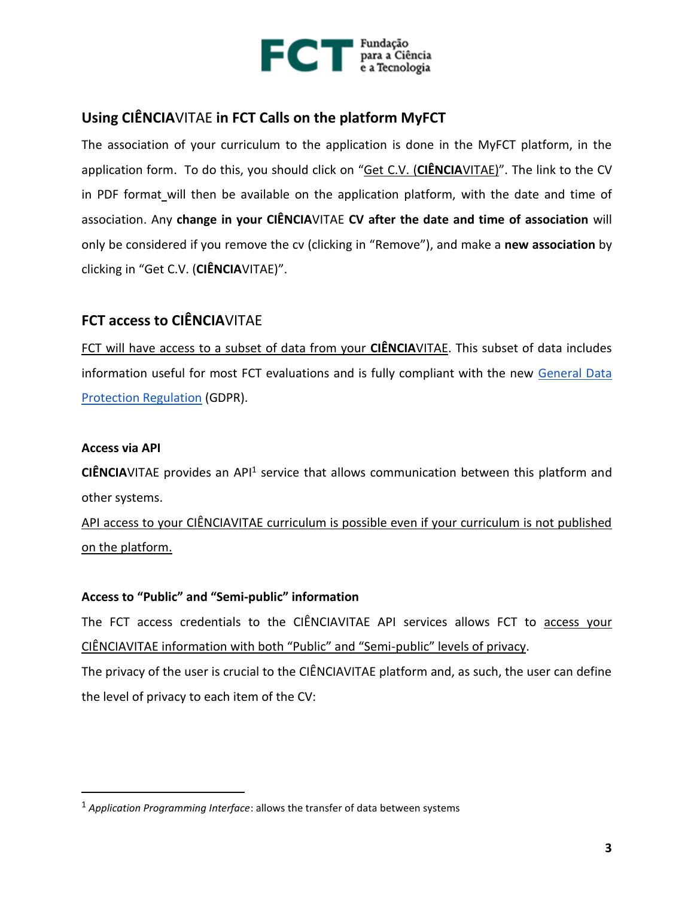## Using **CIÊNCIA**VITAE in FCT Calls on the platform MyFCT

The association of your curriculum to the application is done in the MyFCT platform, in the application form. To do this, you should click on "Get C.V. (**CIÊNCIA**VITAE)". The link to the CV in PDF format will then be available on the application platform, with the date and time of association. Any **change in your CIÊNCIA**VITAE **CV after the date and time of association** will only be considered if you remove the cv (clicking in "Remove"), and make a **new association** by clicking in "Get C.V. (**CIÊNCIA**VITAE)".

## FCT access to **CIÊNCIA**VITAE

FCT will have access to a subset of data from your **CIÊNCIA**VITAE. This subset of data includes information useful for most FCT evaluations and is fully compliant with the new [General Data Protection Regulation](#) (GDPR).

### Access via API

**CIÊNCIA**VITAE provides an API[1] service that allows communication between this platform and other systems.

API access to your CIÊNCIAVITAE curriculum is possible even if your curriculum is not published on the platform.

### Access to "Public" and "Semi-public" information

The FCT access credentials to the CIÊNCIAVITAE API services allows FCT to access your CIÊNCIAVITAE information with both "Public" and "Semi-public" levels of privacy.

The privacy of the user is crucial to the CIÊNCIAVITAE platform and, as such, the user can define the level of privacy to each item of the CV:

---

[1] *Application Programming Interface*: allows the transfer of data between systems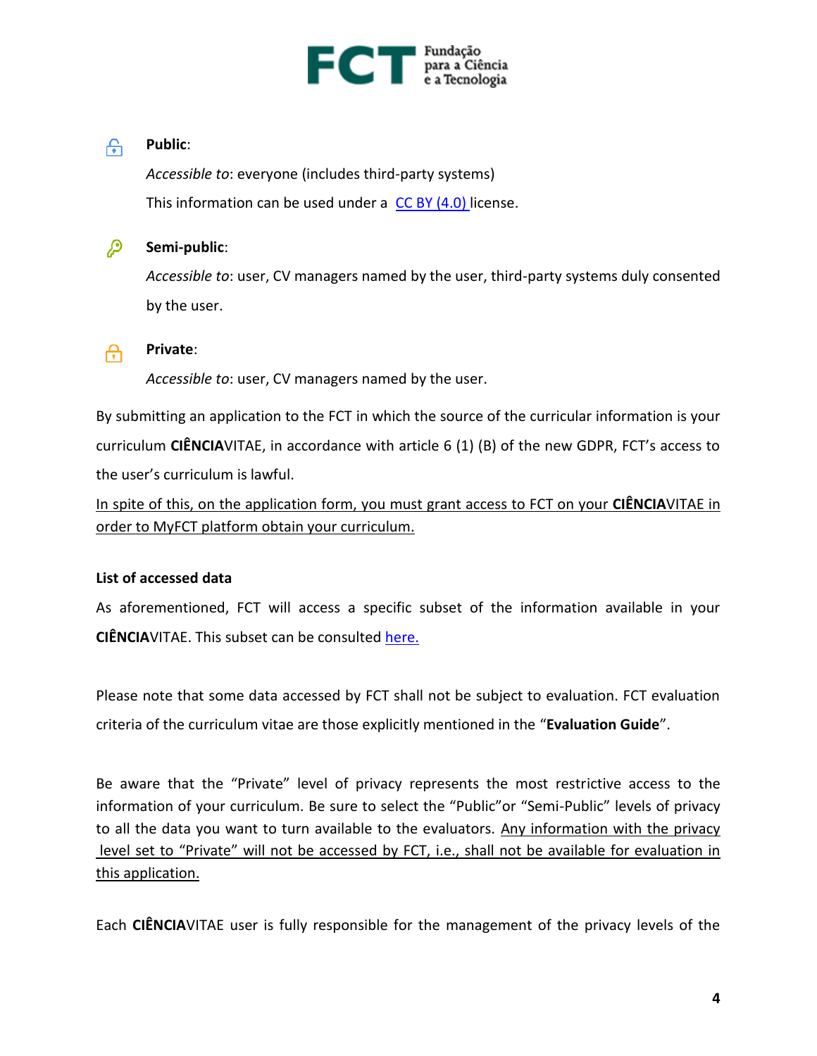**Public**:

*Accessible to*: everyone (includes third-party systems)

This information can be used under a CC BY (4.0) license.

**Semi-public**:

*Accessible to*: user, CV managers named by the user, third-party systems duly consented by the user.

**Private**:

*Accessible to*: user, CV managers named by the user.

By submitting an application to the FCT in which the source of the curricular information is your curriculum **CIÊNCIA**VITAE, in accordance with article 6 (1) (B) of the new GDPR, FCT's access to the user's curriculum is lawful.

In spite of this, on the application form, you must grant access to FCT on your **CIÊNCIA**VITAE in order to MyFCT platform obtain your curriculum.

**List of accessed data**

As aforementioned, FCT will access a specific subset of the information available in your **CIÊNCIA**VITAE. This subset can be consulted here.

Please note that some data accessed by FCT shall not be subject to evaluation. FCT evaluation criteria of the curriculum vitae are those explicitly mentioned in the "**Evaluation Guide**".

Be aware that the "Private" level of privacy represents the most restrictive access to the information of your curriculum. Be sure to select the "Public"or "Semi-Public" levels of privacy to all the data you want to turn available to the evaluators. Any information with the privacy level set to "Private" will not be accessed by FCT, i.e., shall not be available for evaluation in this application.

Each **CIÊNCIA**VITAE user is fully responsible for the management of the privacy levels of the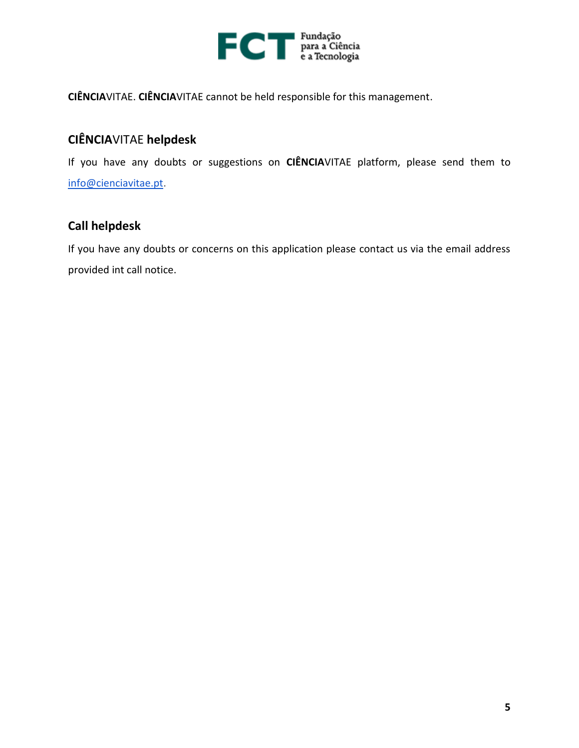**CIÊNCIA**VITAE. **CIÊNCIA**VITAE cannot be held responsible for this management.

## **CIÊNCIA**VITAE **helpdesk**

If you have any doubts or suggestions on **CIÊNCIA**VITAE platform, please send them to info@cienciavitae.pt.

## **Call helpdesk**

If you have any doubts or concerns on this application please contact us via the email address provided int call notice.